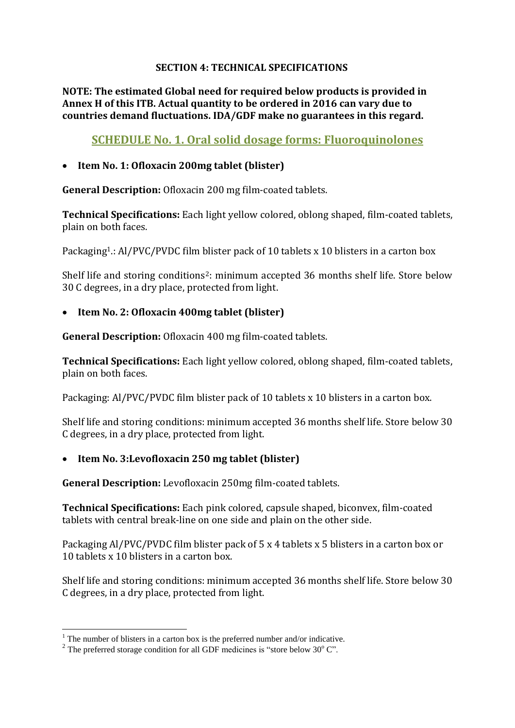# SECTION 4: TECHNICAL SPECIFICATIONS

**NOTE: The estimated Global need for required below products is provided in Annex H of this ITB. Actual quantity to be ordered in 2016 can vary due to countries demand fluctuations. IDA/GDF make no guarantees in this regard.**

## SCHEDULE No. 1. Oral solid dosage forms: Fluoroquinolones

- **Item No. 1: Ofloxacin 200mg tablet (blister)**

**General Description:** Ofloxacin 200 mg film-coated tablets.

**Technical Specifications:** Each light yellow colored, oblong shaped, film-coated tablets, plain on both faces.

Packaging[1].: Al/PVC/PVDC film blister pack of 10 tablets x 10 blisters in a carton box

Shelf life and storing conditions[2]: minimum accepted 36 months shelf life. Store below 30 C degrees, in a dry place, protected from light.

- **Item No. 2: Ofloxacin 400mg tablet (blister)**

**General Description:** Ofloxacin 400 mg film-coated tablets.

**Technical Specifications:** Each light yellow colored, oblong shaped, film-coated tablets, plain on both faces.

Packaging: Al/PVC/PVDC film blister pack of 10 tablets x 10 blisters in a carton box.

Shelf life and storing conditions: minimum accepted 36 months shelf life. Store below 30 C degrees, in a dry place, protected from light.

- **Item No. 3:Levofloxacin 250 mg tablet (blister)**

**General Description:** Levofloxacin 250mg film-coated tablets.

**Technical Specifications:** Each pink colored, capsule shaped, biconvex, film-coated tablets with central break-line on one side and plain on the other side.

Packaging Al/PVC/PVDC film blister pack of 5 x 4 tablets x 5 blisters in a carton box or 10 tablets x 10 blisters in a carton box.

Shelf life and storing conditions: minimum accepted 36 months shelf life. Store below 30 C degrees, in a dry place, protected from light.

---

[1] The number of blisters in a carton box is the preferred number and/or indicative.

[2] The preferred storage condition for all GDF medicines is "store below 30° C".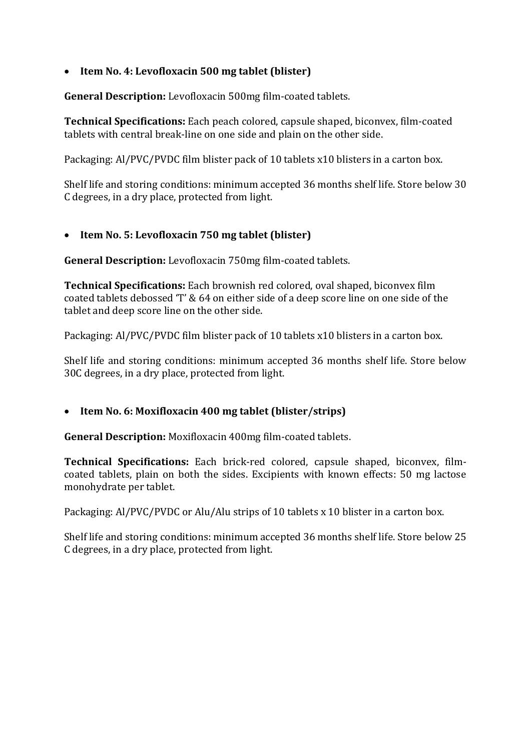- **Item No. 4: Levofloxacin 500 mg tablet (blister)**

**General Description:** Levofloxacin 500mg film-coated tablets.

**Technical Specifications:** Each peach colored, capsule shaped, biconvex, film-coated tablets with central break-line on one side and plain on the other side.

Packaging: Al/PVC/PVDC film blister pack of 10 tablets x10 blisters in a carton box.

Shelf life and storing conditions: minimum accepted 36 months shelf life. Store below 30 C degrees, in a dry place, protected from light.

- **Item No. 5: Levofloxacin 750 mg tablet (blister)**

**General Description:** Levofloxacin 750mg film-coated tablets.

**Technical Specifications:** Each brownish red colored, oval shaped, biconvex film coated tablets debossed 'T' & 64 on either side of a deep score line on one side of the tablet and deep score line on the other side.

Packaging: Al/PVC/PVDC film blister pack of 10 tablets x10 blisters in a carton box.

Shelf life and storing conditions: minimum accepted 36 months shelf life. Store below 30C degrees, in a dry place, protected from light.

- **Item No. 6: Moxifloxacin 400 mg tablet (blister/strips)**

**General Description:** Moxifloxacin 400mg film-coated tablets.

**Technical Specifications:** Each brick-red colored, capsule shaped, biconvex, film-coated tablets, plain on both the sides. Excipients with known effects: 50 mg lactose monohydrate per tablet.

Packaging: Al/PVC/PVDC or Alu/Alu strips of 10 tablets x 10 blister in a carton box.

Shelf life and storing conditions: minimum accepted 36 months shelf life. Store below 25 C degrees, in a dry place, protected from light.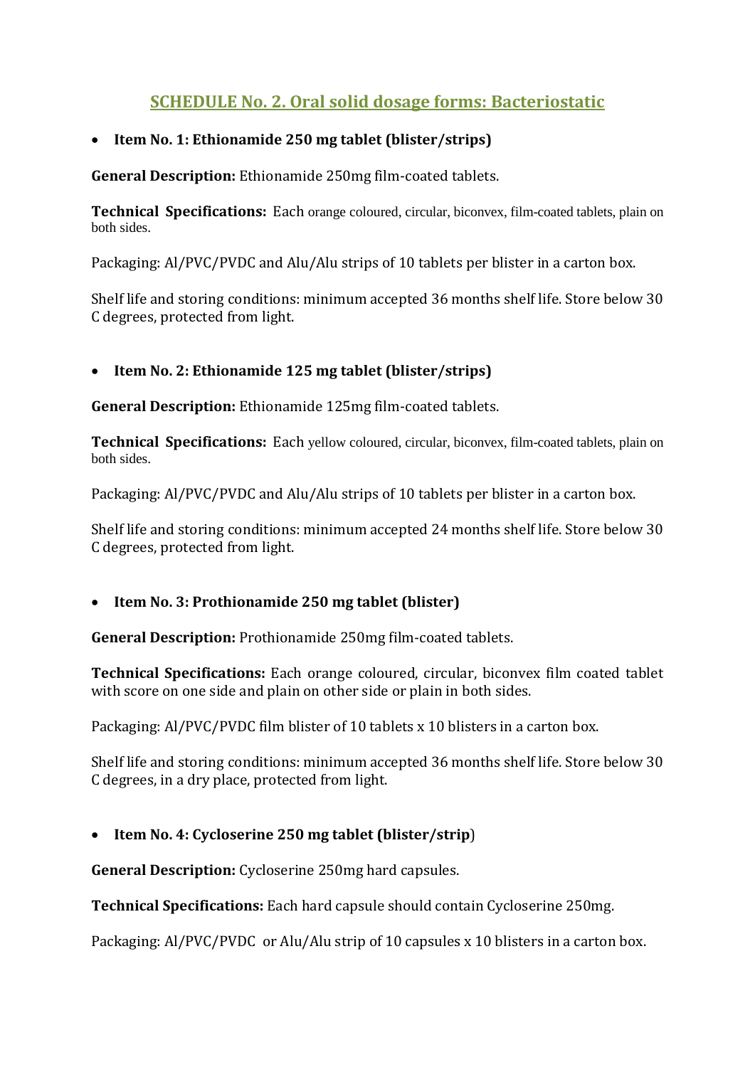## SCHEDULE No. 2. Oral solid dosage forms: Bacteriostatic

- **Item No. 1: Ethionamide 250 mg tablet (blister/strips)**

**General Description:** Ethionamide 250mg film-coated tablets.

**Technical Specifications:** Each orange coloured, circular, biconvex, film-coated tablets, plain on both sides.

Packaging: Al/PVC/PVDC and Alu/Alu strips of 10 tablets per blister in a carton box.

Shelf life and storing conditions: minimum accepted 36 months shelf life. Store below 30 C degrees, protected from light.

- **Item No. 2: Ethionamide 125 mg tablet (blister/strips)**

**General Description:** Ethionamide 125mg film-coated tablets.

**Technical Specifications:** Each yellow coloured, circular, biconvex, film-coated tablets, plain on both sides.

Packaging: Al/PVC/PVDC and Alu/Alu strips of 10 tablets per blister in a carton box.

Shelf life and storing conditions: minimum accepted 24 months shelf life. Store below 30 C degrees, protected from light.

- **Item No. 3: Prothionamide 250 mg tablet (blister)**

**General Description:** Prothionamide 250mg film-coated tablets.

**Technical Specifications:** Each orange coloured, circular, biconvex film coated tablet with score on one side and plain on other side or plain in both sides.

Packaging: Al/PVC/PVDC film blister of 10 tablets x 10 blisters in a carton box.

Shelf life and storing conditions: minimum accepted 36 months shelf life. Store below 30 C degrees, in a dry place, protected from light.

- **Item No. 4: Cycloserine 250 mg tablet (blister/strip)**

**General Description:** Cycloserine 250mg hard capsules.

**Technical Specifications:** Each hard capsule should contain Cycloserine 250mg.

Packaging: Al/PVC/PVDC or Alu/Alu strip of 10 capsules x 10 blisters in a carton box.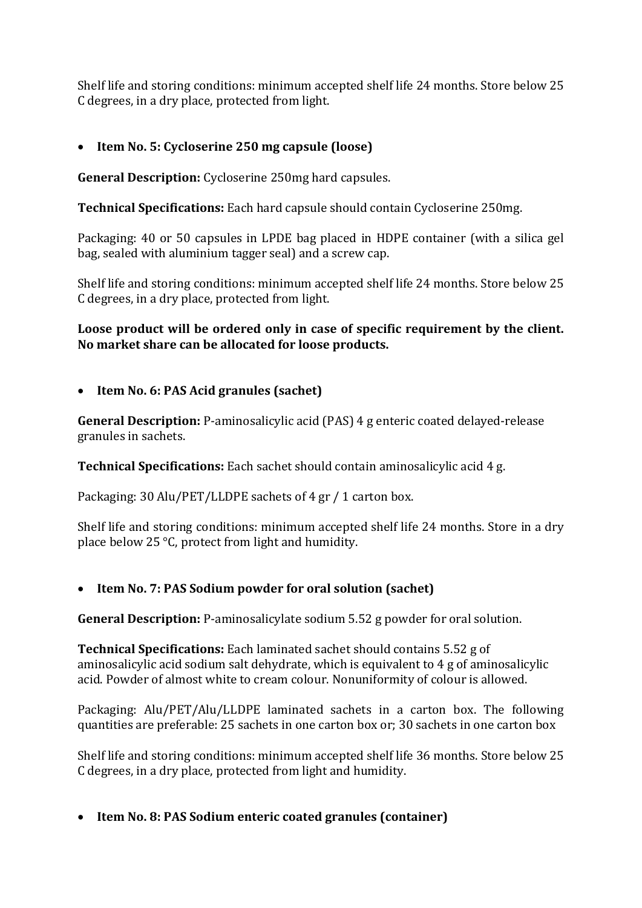Shelf life and storing conditions: minimum accepted shelf life 24 months. Store below 25 C degrees, in a dry place, protected from light.

- **Item No. 5: Cycloserine 250 mg capsule (loose)**

**General Description:** Cycloserine 250mg hard capsules.

**Technical Specifications:** Each hard capsule should contain Cycloserine 250mg.

Packaging: 40 or 50 capsules in LPDE bag placed in HDPE container (with a silica gel bag, sealed with aluminium tagger seal) and a screw cap.

Shelf life and storing conditions: minimum accepted shelf life 24 months. Store below 25 C degrees, in a dry place, protected from light.

**Loose product will be ordered only in case of specific requirement by the client. No market share can be allocated for loose products.**

- **Item No. 6: PAS Acid granules (sachet)**

**General Description:** P-aminosalicylic acid (PAS) 4 g enteric coated delayed-release granules in sachets.

**Technical Specifications:** Each sachet should contain aminosalicylic acid 4 g.

Packaging: 30 Alu/PET/LLDPE sachets of 4 gr / 1 carton box.

Shelf life and storing conditions: minimum accepted shelf life 24 months. Store in a dry place below 25 °C, protect from light and humidity.

- **Item No. 7: PAS Sodium powder for oral solution (sachet)**

**General Description:** P-aminosalicylate sodium 5.52 g powder for oral solution.

**Technical Specifications:** Each laminated sachet should contains 5.52 g of aminosalicylic acid sodium salt dehydrate, which is equivalent to 4 g of aminosalicylic acid. Powder of almost white to cream colour. Nonuniformity of colour is allowed.

Packaging: Alu/PET/Alu/LLDPE laminated sachets in a carton box. The following quantities are preferable: 25 sachets in one carton box or; 30 sachets in one carton box

Shelf life and storing conditions: minimum accepted shelf life 36 months. Store below 25 C degrees, in a dry place, protected from light and humidity.

- **Item No. 8: PAS Sodium enteric coated granules (container)**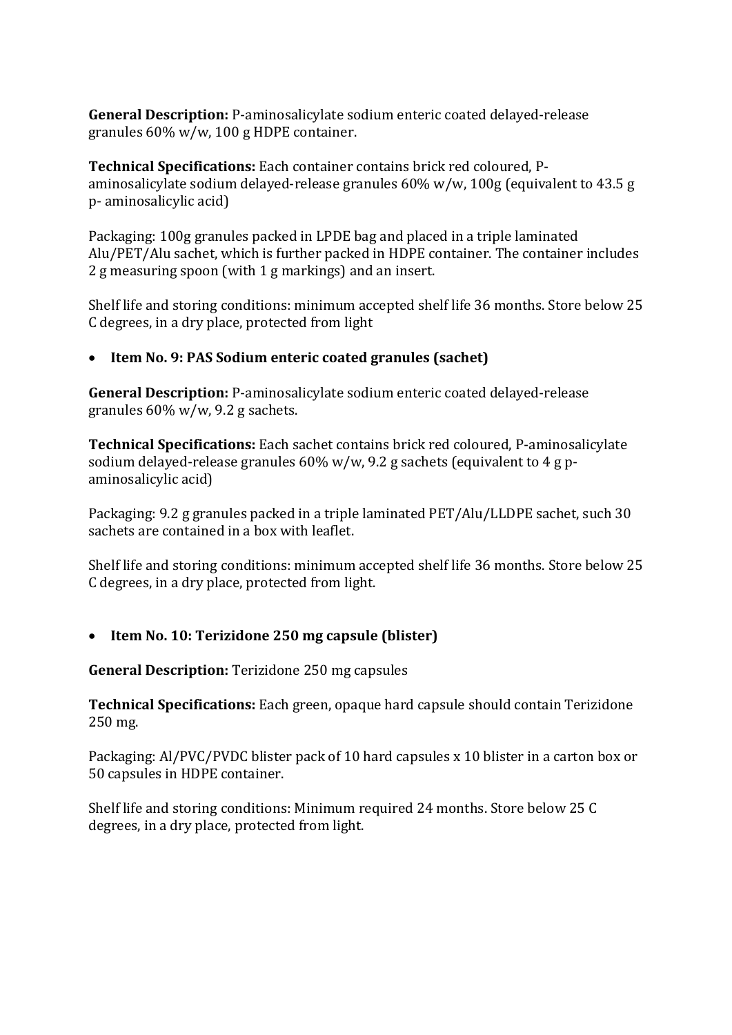**General Description:** P-aminosalicylate sodium enteric coated delayed-release granules 60% w/w, 100 g HDPE container.

**Technical Specifications:** Each container contains brick red coloured, P-aminosalicylate sodium delayed-release granules 60% w/w, 100g (equivalent to 43.5 g p- aminosalicylic acid)

Packaging: 100g granules packed in LPDE bag and placed in a triple laminated Alu/PET/Alu sachet, which is further packed in HDPE container. The container includes 2 g measuring spoon (with 1 g markings) and an insert.

Shelf life and storing conditions: minimum accepted shelf life 36 months. Store below 25 C degrees, in a dry place, protected from light

- **Item No. 9: PAS Sodium enteric coated granules (sachet)**

**General Description:** P-aminosalicylate sodium enteric coated delayed-release granules 60% w/w, 9.2 g sachets.

**Technical Specifications:** Each sachet contains brick red coloured, P-aminosalicylate sodium delayed-release granules 60% w/w, 9.2 g sachets (equivalent to 4 g p-aminosalicylic acid)

Packaging: 9.2 g granules packed in a triple laminated PET/Alu/LLDPE sachet, such 30 sachets are contained in a box with leaflet.

Shelf life and storing conditions: minimum accepted shelf life 36 months. Store below 25 C degrees, in a dry place, protected from light.

- **Item No. 10: Terizidone 250 mg capsule (blister)**

**General Description:** Terizidone 250 mg capsules

**Technical Specifications:** Each green, opaque hard capsule should contain Terizidone 250 mg.

Packaging: Al/PVC/PVDC blister pack of 10 hard capsules x 10 blister in a carton box or 50 capsules in HDPE container.

Shelf life and storing conditions: Minimum required 24 months. Store below 25 C degrees, in a dry place, protected from light.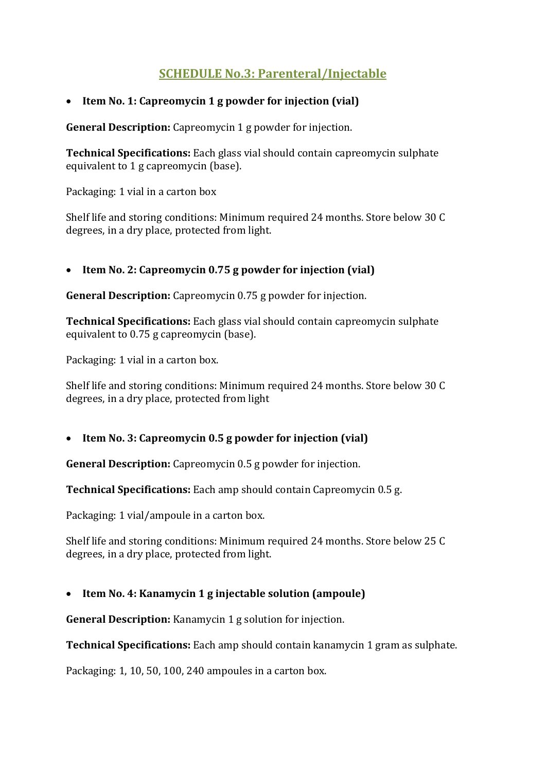## SCHEDULE No.3: Parenteral/Injectable

- **Item No. 1: Capreomycin 1 g powder for injection (vial)**

**General Description:** Capreomycin 1 g powder for injection.

**Technical Specifications:** Each glass vial should contain capreomycin sulphate equivalent to 1 g capreomycin (base).

Packaging: 1 vial in a carton box

Shelf life and storing conditions: Minimum required 24 months. Store below 30 C degrees, in a dry place, protected from light.

- **Item No. 2: Capreomycin 0.75 g powder for injection (vial)**

**General Description:** Capreomycin 0.75 g powder for injection.

**Technical Specifications:** Each glass vial should contain capreomycin sulphate equivalent to 0.75 g capreomycin (base).

Packaging: 1 vial in a carton box.

Shelf life and storing conditions: Minimum required 24 months. Store below 30 C degrees, in a dry place, protected from light

- **Item No. 3: Capreomycin 0.5 g powder for injection (vial)**

**General Description:** Capreomycin 0.5 g powder for injection.

**Technical Specifications:** Each amp should contain Capreomycin 0.5 g.

Packaging: 1 vial/ampoule in a carton box.

Shelf life and storing conditions: Minimum required 24 months. Store below 25 C degrees, in a dry place, protected from light.

- **Item No. 4: Kanamycin 1 g injectable solution (ampoule)**

**General Description:** Kanamycin 1 g solution for injection.

**Technical Specifications:** Each amp should contain kanamycin 1 gram as sulphate.

Packaging: 1, 10, 50, 100, 240 ampoules in a carton box.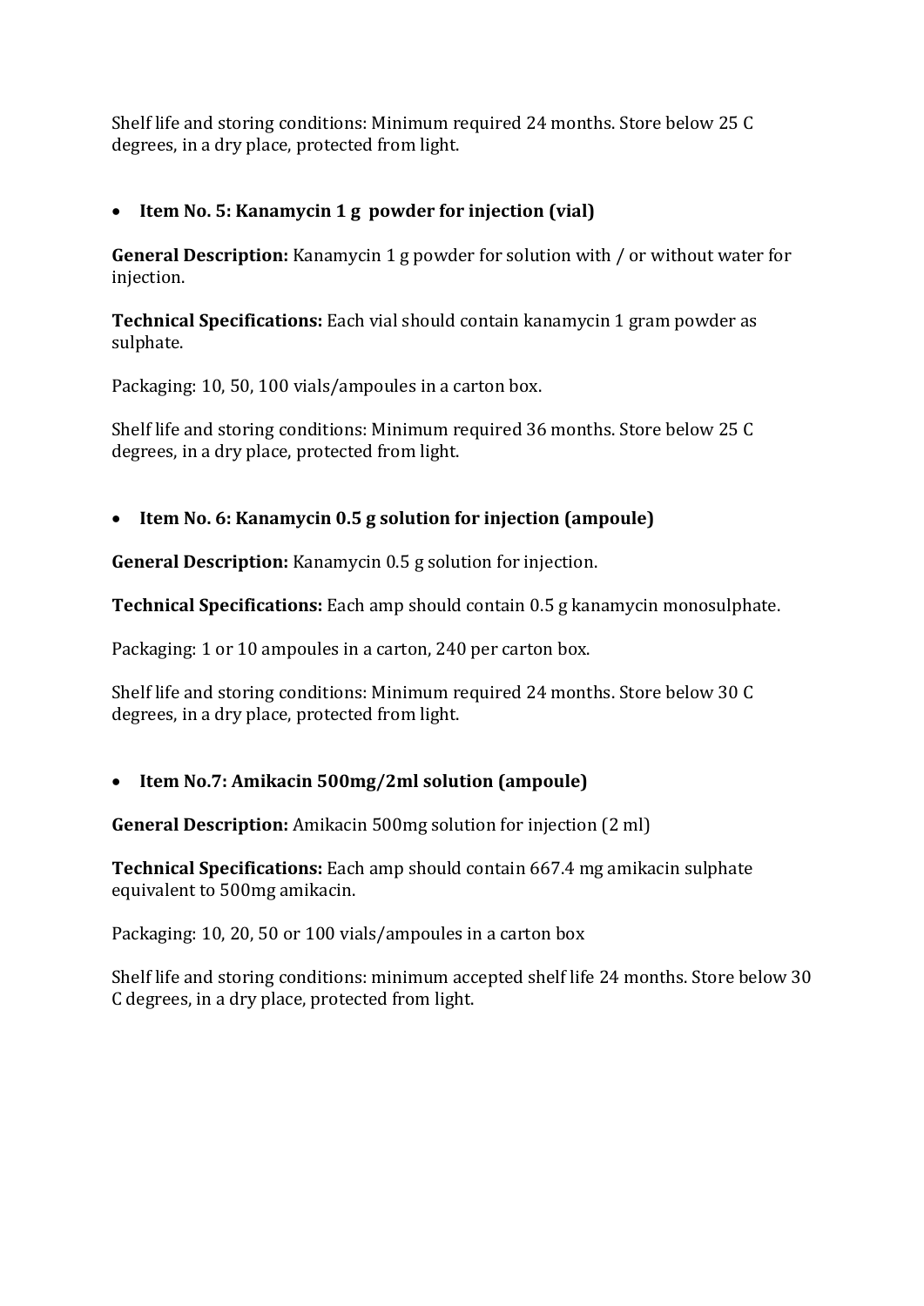Shelf life and storing conditions: Minimum required 24 months. Store below 25 C degrees, in a dry place, protected from light.

- **Item No. 5: Kanamycin 1 g powder for injection (vial)**

**General Description:** Kanamycin 1 g powder for solution with / or without water for injection.

**Technical Specifications:** Each vial should contain kanamycin 1 gram powder as sulphate.

Packaging: 10, 50, 100 vials/ampoules in a carton box.

Shelf life and storing conditions: Minimum required 36 months. Store below 25 C degrees, in a dry place, protected from light.

- **Item No. 6: Kanamycin 0.5 g solution for injection (ampoule)**

**General Description:** Kanamycin 0.5 g solution for injection.

**Technical Specifications:** Each amp should contain 0.5 g kanamycin monosulphate.

Packaging: 1 or 10 ampoules in a carton, 240 per carton box.

Shelf life and storing conditions: Minimum required 24 months. Store below 30 C degrees, in a dry place, protected from light.

- **Item No.7: Amikacin 500mg/2ml solution (ampoule)**

**General Description:** Amikacin 500mg solution for injection (2 ml)

**Technical Specifications:** Each amp should contain 667.4 mg amikacin sulphate equivalent to 500mg amikacin.

Packaging: 10, 20, 50 or 100 vials/ampoules in a carton box

Shelf life and storing conditions: minimum accepted shelf life 24 months. Store below 30 C degrees, in a dry place, protected from light.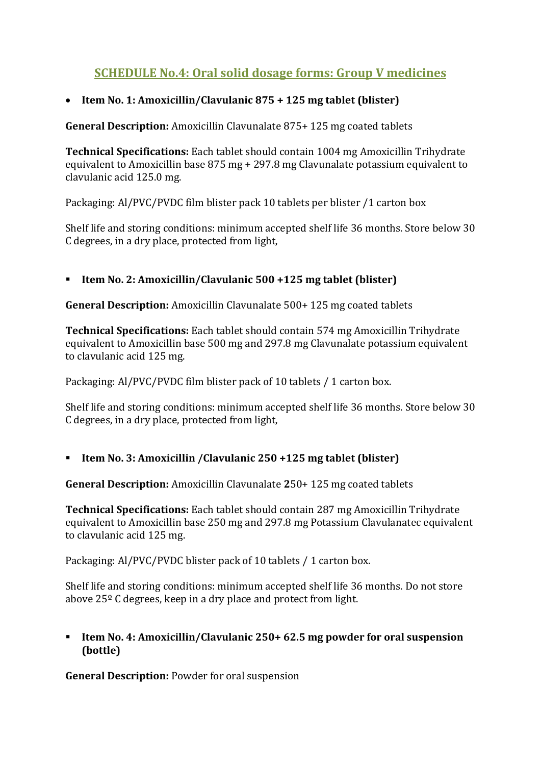## SCHEDULE No.4: Oral solid dosage forms: Group V medicines

- **Item No. 1: Amoxicillin/Clavulanic 875 + 125 mg tablet (blister)**

**General Description:** Amoxicillin Clavunalate 875+ 125 mg coated tablets

**Technical Specifications:** Each tablet should contain 1004 mg Amoxicillin Trihydrate equivalent to Amoxicillin base 875 mg + 297.8 mg Clavunalate potassium equivalent to clavulanic acid 125.0 mg.

Packaging: Al/PVC/PVDC film blister pack 10 tablets per blister /1 carton box

Shelf life and storing conditions: minimum accepted shelf life 36 months. Store below 30 C degrees, in a dry place, protected from light,

- **Item No. 2: Amoxicillin/Clavulanic 500 +125 mg tablet (blister)**

**General Description:** Amoxicillin Clavunalate 500+ 125 mg coated tablets

**Technical Specifications:** Each tablet should contain 574 mg Amoxicillin Trihydrate equivalent to Amoxicillin base 500 mg and 297.8 mg Clavunalate potassium equivalent to clavulanic acid 125 mg.

Packaging: Al/PVC/PVDC film blister pack of 10 tablets / 1 carton box.

Shelf life and storing conditions: minimum accepted shelf life 36 months. Store below 30 C degrees, in a dry place, protected from light,

- **Item No. 3: Amoxicillin /Clavulanic 250 +125 mg tablet (blister)**

**General Description:** Amoxicillin Clavunalate **2**50+ 125 mg coated tablets

**Technical Specifications:** Each tablet should contain 287 mg Amoxicillin Trihydrate equivalent to Amoxicillin base 250 mg and 297.8 mg Potassium Clavulanatec equivalent to clavulanic acid 125 mg.

Packaging: Al/PVC/PVDC blister pack of 10 tablets / 1 carton box.

Shelf life and storing conditions: minimum accepted shelf life 36 months. Do not store above 25º C degrees, keep in a dry place and protect from light.

- **Item No. 4: Amoxicillin/Clavulanic 250+ 62.5 mg powder for oral suspension (bottle)**

**General Description:** Powder for oral suspension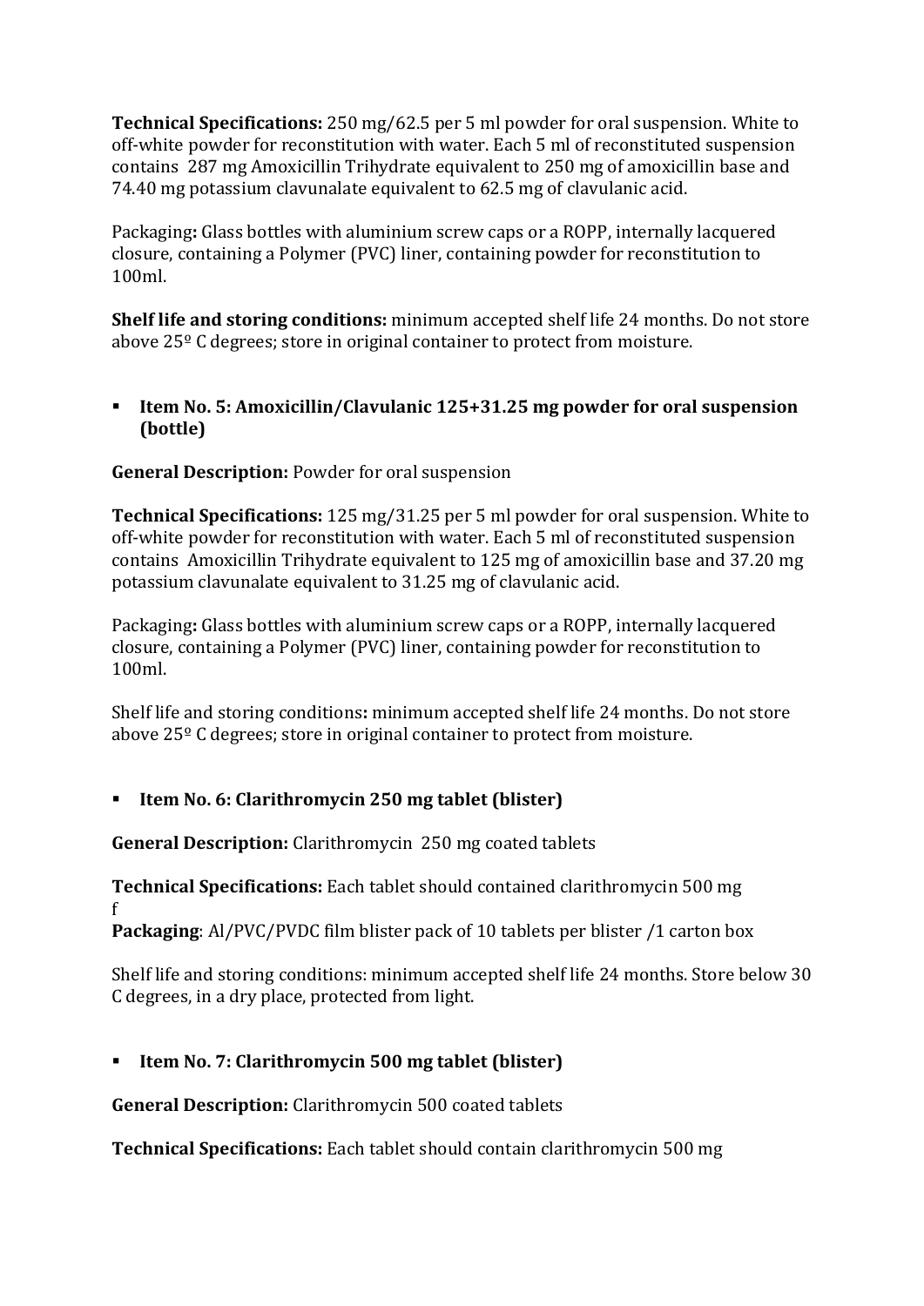**Technical Specifications:** 250 mg/62.5 per 5 ml powder for oral suspension. White to off-white powder for reconstitution with water. Each 5 ml of reconstituted suspension contains 287 mg Amoxicillin Trihydrate equivalent to 250 mg of amoxicillin base and 74.40 mg potassium clavunalate equivalent to 62.5 mg of clavulanic acid.

Packaging**:** Glass bottles with aluminium screw caps or a ROPP, internally lacquered closure, containing a Polymer (PVC) liner, containing powder for reconstitution to 100ml.

**Shelf life and storing conditions:** minimum accepted shelf life 24 months. Do not store above 25º C degrees; store in original container to protect from moisture.

- **Item No. 5: Amoxicillin/Clavulanic 125+31.25 mg powder for oral suspension (bottle)**

**General Description:** Powder for oral suspension

**Technical Specifications:** 125 mg/31.25 per 5 ml powder for oral suspension. White to off-white powder for reconstitution with water. Each 5 ml of reconstituted suspension contains Amoxicillin Trihydrate equivalent to 125 mg of amoxicillin base and 37.20 mg potassium clavunalate equivalent to 31.25 mg of clavulanic acid.

Packaging**:** Glass bottles with aluminium screw caps or a ROPP, internally lacquered closure, containing a Polymer (PVC) liner, containing powder for reconstitution to 100ml.

Shelf life and storing conditions**:** minimum accepted shelf life 24 months. Do not store above 25º C degrees; store in original container to protect from moisture.

- **Item No. 6: Clarithromycin 250 mg tablet (blister)**

**General Description:** Clarithromycin 250 mg coated tablets

**Technical Specifications:** Each tablet should contained clarithromycin 500 mg
f
**Packaging**: Al/PVC/PVDC film blister pack of 10 tablets per blister /1 carton box

Shelf life and storing conditions: minimum accepted shelf life 24 months. Store below 30 C degrees, in a dry place, protected from light.

- **Item No. 7: Clarithromycin 500 mg tablet (blister)**

**General Description:** Clarithromycin 500 coated tablets

**Technical Specifications:** Each tablet should contain clarithromycin 500 mg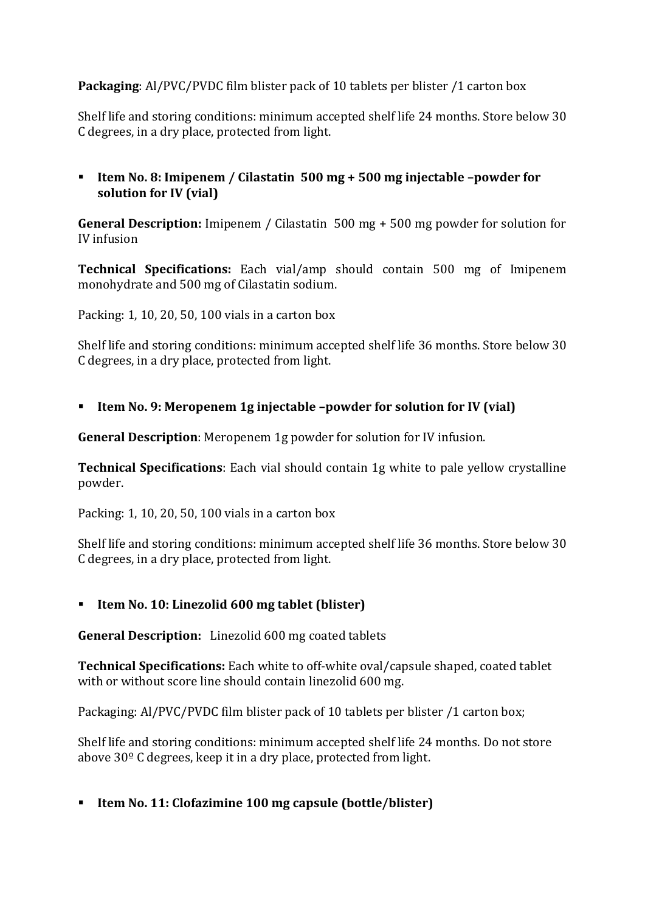**Packaging**: Al/PVC/PVDC film blister pack of 10 tablets per blister /1 carton box

Shelf life and storing conditions: minimum accepted shelf life 24 months. Store below 30 C degrees, in a dry place, protected from light.

- **Item No. 8: Imipenem / Cilastatin 500 mg + 500 mg injectable –powder for solution for IV (vial)**

**General Description:** Imipenem / Cilastatin 500 mg + 500 mg powder for solution for IV infusion

**Technical Specifications:** Each vial/amp should contain 500 mg of Imipenem monohydrate and 500 mg of Cilastatin sodium.

Packing: 1, 10, 20, 50, 100 vials in a carton box

Shelf life and storing conditions: minimum accepted shelf life 36 months. Store below 30 C degrees, in a dry place, protected from light.

- **Item No. 9: Meropenem 1g injectable –powder for solution for IV (vial)**

**General Description**: Meropenem 1g powder for solution for IV infusion.

**Technical Specifications**: Each vial should contain 1g white to pale yellow crystalline powder.

Packing: 1, 10, 20, 50, 100 vials in a carton box

Shelf life and storing conditions: minimum accepted shelf life 36 months. Store below 30 C degrees, in a dry place, protected from light.

- **Item No. 10: Linezolid 600 mg tablet (blister)**

**General Description:** Linezolid 600 mg coated tablets

**Technical Specifications:** Each white to off-white oval/capsule shaped, coated tablet with or without score line should contain linezolid 600 mg.

Packaging: Al/PVC/PVDC film blister pack of 10 tablets per blister /1 carton box;

Shelf life and storing conditions: minimum accepted shelf life 24 months. Do not store above 30º C degrees, keep it in a dry place, protected from light.

- **Item No. 11: Clofazimine 100 mg capsule (bottle/blister)**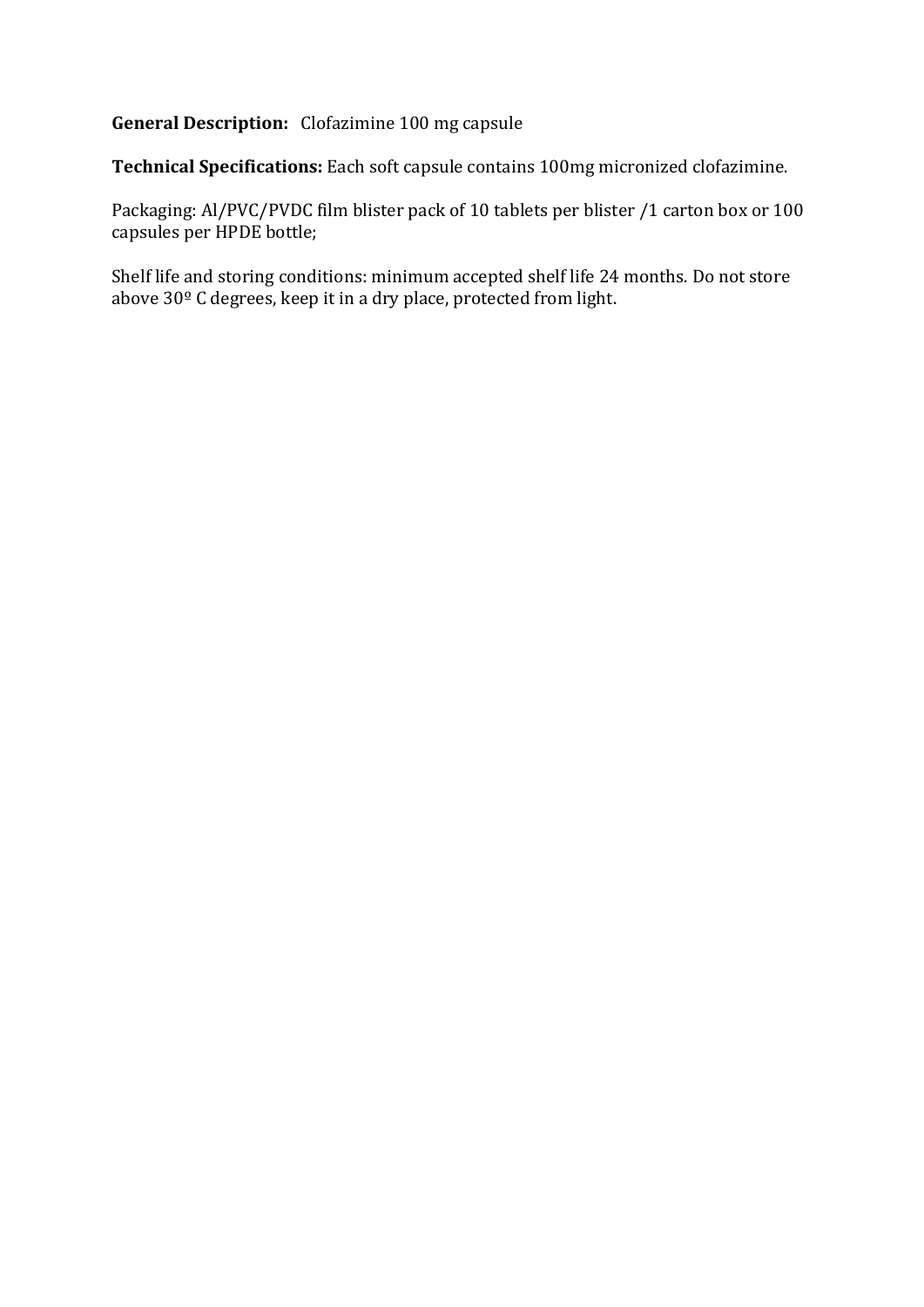**General Description:** Clofazimine 100 mg capsule

**Technical Specifications:** Each soft capsule contains 100mg micronized clofazimine.

Packaging: Al/PVC/PVDC film blister pack of 10 tablets per blister /1 carton box or 100 capsules per HPDE bottle;

Shelf life and storing conditions: minimum accepted shelf life 24 months. Do not store above 30º C degrees, keep it in a dry place, protected from light.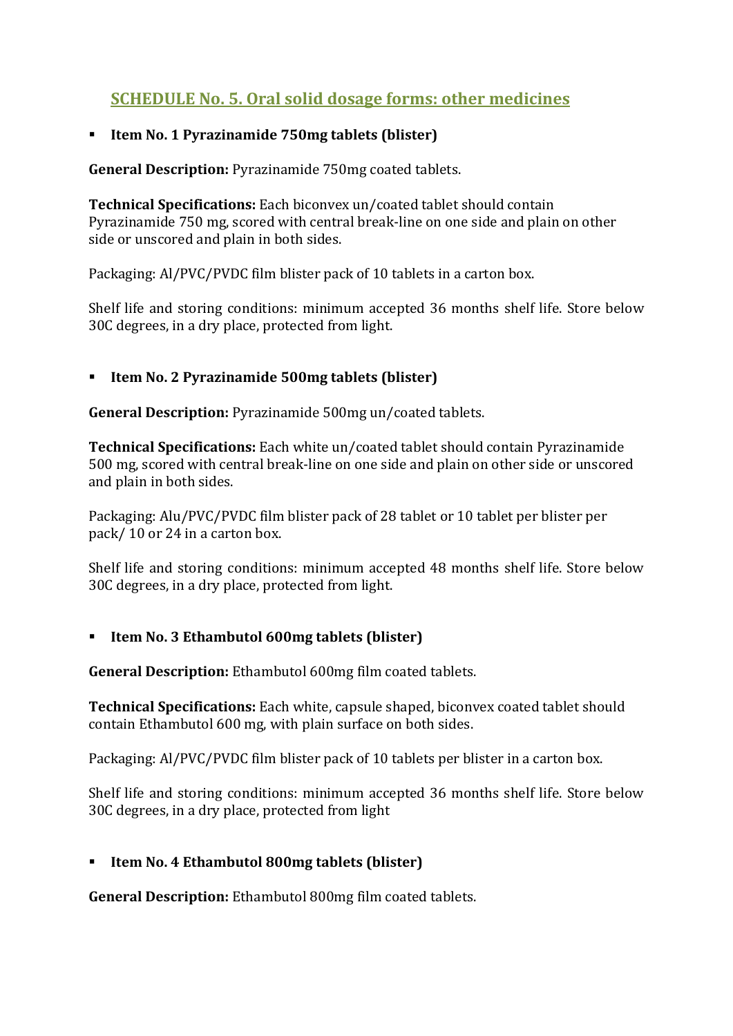## SCHEDULE No. 5. Oral solid dosage forms: other medicines

- **Item No. 1 Pyrazinamide 750mg tablets (blister)**

**General Description:** Pyrazinamide 750mg coated tablets.

**Technical Specifications:** Each biconvex un/coated tablet should contain Pyrazinamide 750 mg, scored with central break-line on one side and plain on other side or unscored and plain in both sides.

Packaging: Al/PVC/PVDC film blister pack of 10 tablets in a carton box.

Shelf life and storing conditions: minimum accepted 36 months shelf life. Store below 30C degrees, in a dry place, protected from light.

- **Item No. 2 Pyrazinamide 500mg tablets (blister)**

**General Description:** Pyrazinamide 500mg un/coated tablets.

**Technical Specifications:** Each white un/coated tablet should contain Pyrazinamide 500 mg, scored with central break-line on one side and plain on other side or unscored and plain in both sides.

Packaging: Alu/PVC/PVDC film blister pack of 28 tablet or 10 tablet per blister per pack/ 10 or 24 in a carton box.

Shelf life and storing conditions: minimum accepted 48 months shelf life. Store below 30C degrees, in a dry place, protected from light.

- **Item No. 3 Ethambutol 600mg tablets (blister)**

**General Description:** Ethambutol 600mg film coated tablets.

**Technical Specifications:** Each white, capsule shaped, biconvex coated tablet should contain Ethambutol 600 mg, with plain surface on both sides.

Packaging: Al/PVC/PVDC film blister pack of 10 tablets per blister in a carton box.

Shelf life and storing conditions: minimum accepted 36 months shelf life. Store below 30C degrees, in a dry place, protected from light

- **Item No. 4 Ethambutol 800mg tablets (blister)**

**General Description:** Ethambutol 800mg film coated tablets.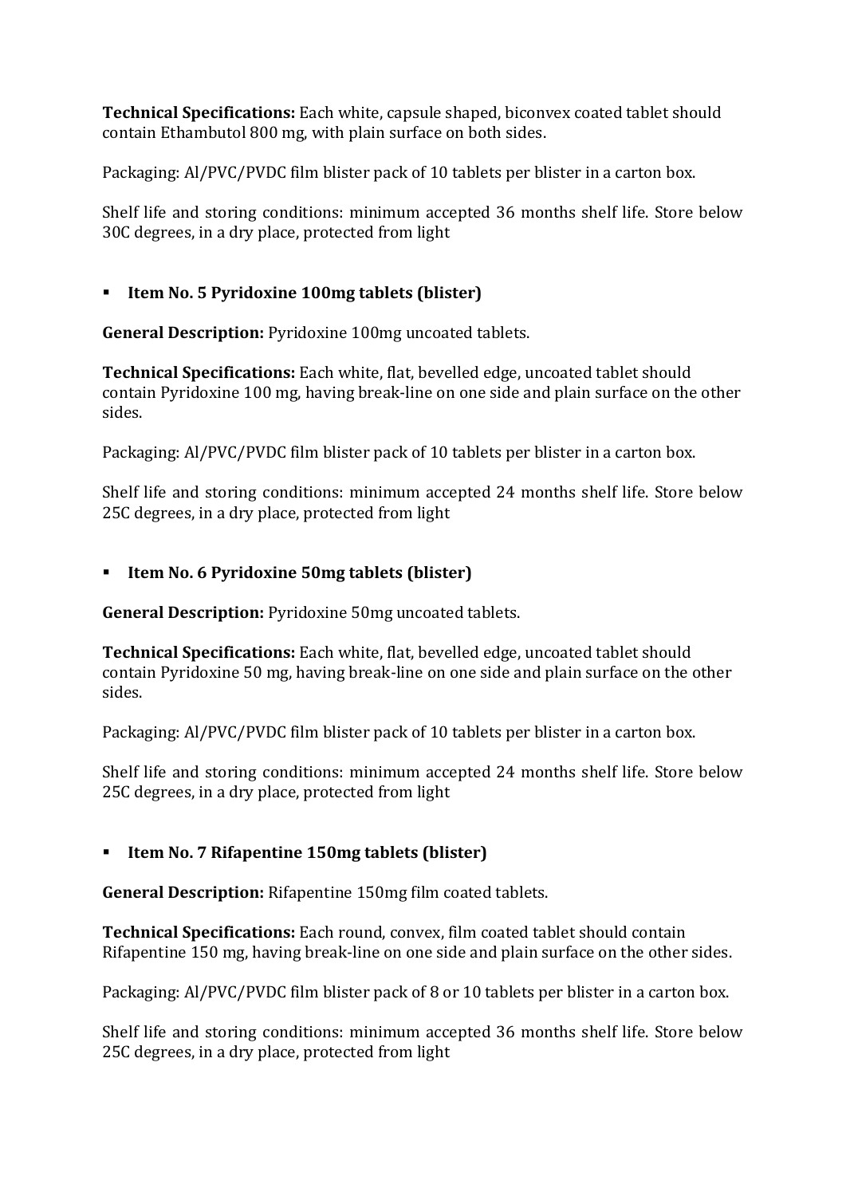**Technical Specifications:** Each white, capsule shaped, biconvex coated tablet should contain Ethambutol 800 mg, with plain surface on both sides.

Packaging: Al/PVC/PVDC film blister pack of 10 tablets per blister in a carton box.

Shelf life and storing conditions: minimum accepted 36 months shelf life. Store below 30C degrees, in a dry place, protected from light

- **Item No. 5 Pyridoxine 100mg tablets (blister)**

**General Description:** Pyridoxine 100mg uncoated tablets.

**Technical Specifications:** Each white, flat, bevelled edge, uncoated tablet should contain Pyridoxine 100 mg, having break-line on one side and plain surface on the other sides.

Packaging: Al/PVC/PVDC film blister pack of 10 tablets per blister in a carton box.

Shelf life and storing conditions: minimum accepted 24 months shelf life. Store below 25C degrees, in a dry place, protected from light

- **Item No. 6 Pyridoxine 50mg tablets (blister)**

**General Description:** Pyridoxine 50mg uncoated tablets.

**Technical Specifications:** Each white, flat, bevelled edge, uncoated tablet should contain Pyridoxine 50 mg, having break-line on one side and plain surface on the other sides.

Packaging: Al/PVC/PVDC film blister pack of 10 tablets per blister in a carton box.

Shelf life and storing conditions: minimum accepted 24 months shelf life. Store below 25C degrees, in a dry place, protected from light

- **Item No. 7 Rifapentine 150mg tablets (blister)**

**General Description:** Rifapentine 150mg film coated tablets.

**Technical Specifications:** Each round, convex, film coated tablet should contain Rifapentine 150 mg, having break-line on one side and plain surface on the other sides.

Packaging: Al/PVC/PVDC film blister pack of 8 or 10 tablets per blister in a carton box.

Shelf life and storing conditions: minimum accepted 36 months shelf life. Store below 25C degrees, in a dry place, protected from light